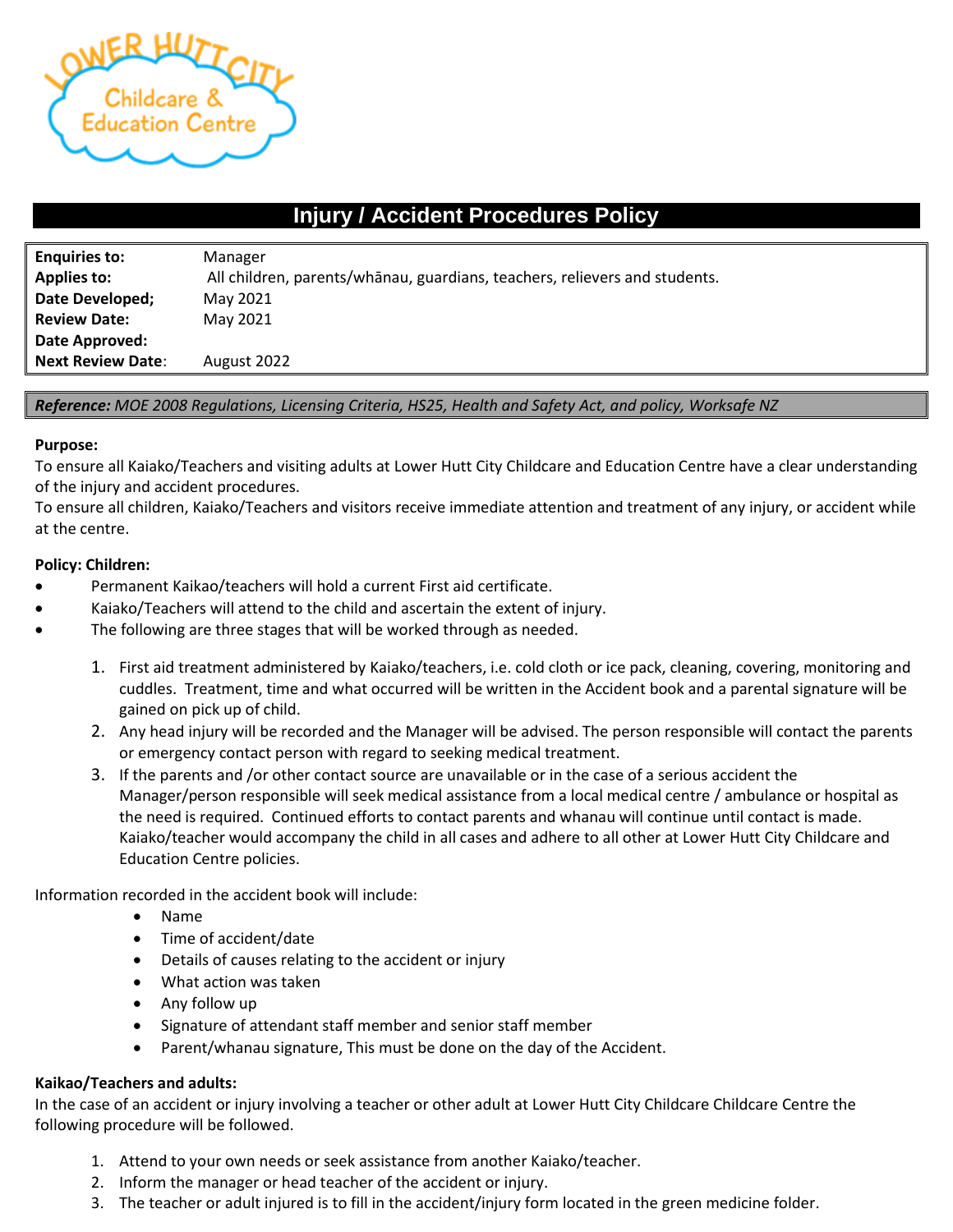# Injury / Accident Procedures Policy

| | |
|---|---|
| **Enquiries to:** | Manager |
| **Applies to:** | All children, parents/whānau, guardians, teachers, relievers and students. |
| **Date Developed;** | May 2021 |
| **Review Date:** | May 2021 |
| **Date Approved:** | |
| **Next Review Date**: | August 2022 |

***Reference:*** *MOE 2008 Regulations, Licensing Criteria, HS25, Health and Safety Act, and policy, Worksafe NZ*

**Purpose:**

To ensure all Kaiako/Teachers and visiting adults at Lower Hutt City Childcare and Education Centre have a clear understanding of the injury and accident procedures.

To ensure all children, Kaiako/Teachers and visitors receive immediate attention and treatment of any injury, or accident while at the centre.

**Policy: Children:**

- Permanent Kaikao/teachers will hold a current First aid certificate.
- Kaiako/Teachers will attend to the child and ascertain the extent of injury.
- The following are three stages that will be worked through as needed.

1. First aid treatment administered by Kaiako/teachers, i.e. cold cloth or ice pack, cleaning, covering, monitoring and cuddles. Treatment, time and what occurred will be written in the Accident book and a parental signature will be gained on pick up of child.
2. Any head injury will be recorded and the Manager will be advised. The person responsible will contact the parents or emergency contact person with regard to seeking medical treatment.
3. If the parents and /or other contact source are unavailable or in the case of a serious accident the Manager/person responsible will seek medical assistance from a local medical centre / ambulance or hospital as the need is required. Continued efforts to contact parents and whanau will continue until contact is made. Kaiako/teacher would accompany the child in all cases and adhere to all other at Lower Hutt City Childcare and Education Centre policies.

Information recorded in the accident book will include:

- Name
- Time of accident/date
- Details of causes relating to the accident or injury
- What action was taken
- Any follow up
- Signature of attendant staff member and senior staff member
- Parent/whanau signature, This must be done on the day of the Accident.

**Kaikao/Teachers and adults:**

In the case of an accident or injury involving a teacher or other adult at Lower Hutt City Childcare Childcare Centre the following procedure will be followed.

1. Attend to your own needs or seek assistance from another Kaiako/teacher.
2. Inform the manager or head teacher of the accident or injury.
3. The teacher or adult injured is to fill in the accident/injury form located in the green medicine folder.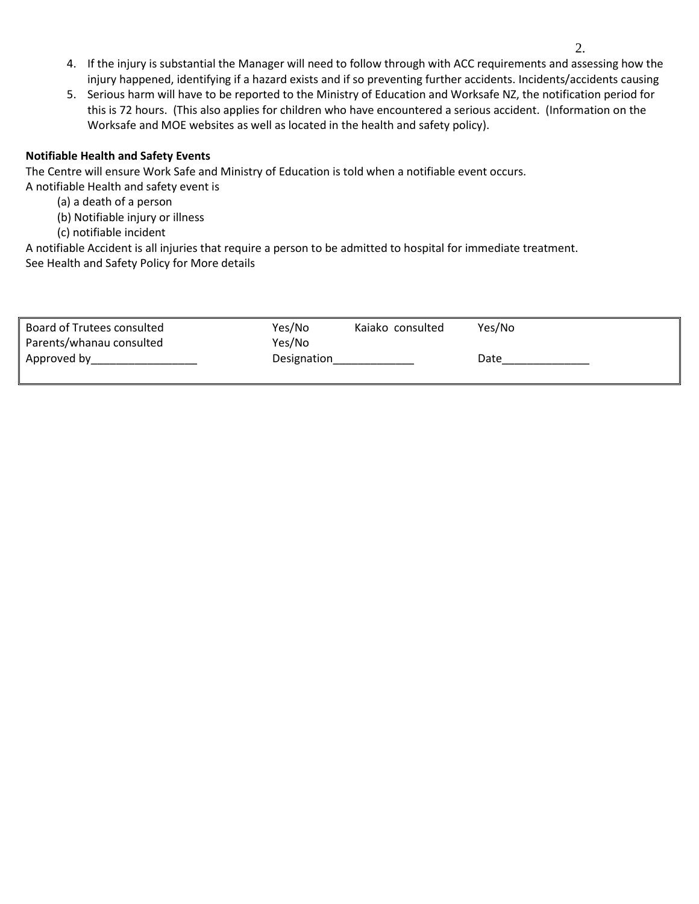4. If the injury is substantial the Manager will need to follow through with ACC requirements and assessing how the injury happened, identifying if a hazard exists and if so preventing further accidents. Incidents/accidents causing
5. Serious harm will have to be reported to the Ministry of Education and Worksafe NZ, the notification period for this is 72 hours. (This also applies for children who have encountered a serious accident. (Information on the Worksafe and MOE websites as well as located in the health and safety policy).

**Notifiable Health and Safety Events**

The Centre will ensure Work Safe and Ministry of Education is told when a notifiable event occurs.
A notifiable Health and safety event is

(a) a death of a person
(b) Notifiable injury or illness
(c) notifiable incident

A notifiable Accident is all injuries that require a person to be admitted to hospital for immediate treatment.
See Health and Safety Policy for More details

| | | | |
|---|---|---|---|
| Board of Trutees consulted | Yes/No | Kaiako consulted | Yes/No |
| Parents/whanau consulted | Yes/No | | |
| Approved by_________________ | Designation_____________ | | Date______________ |